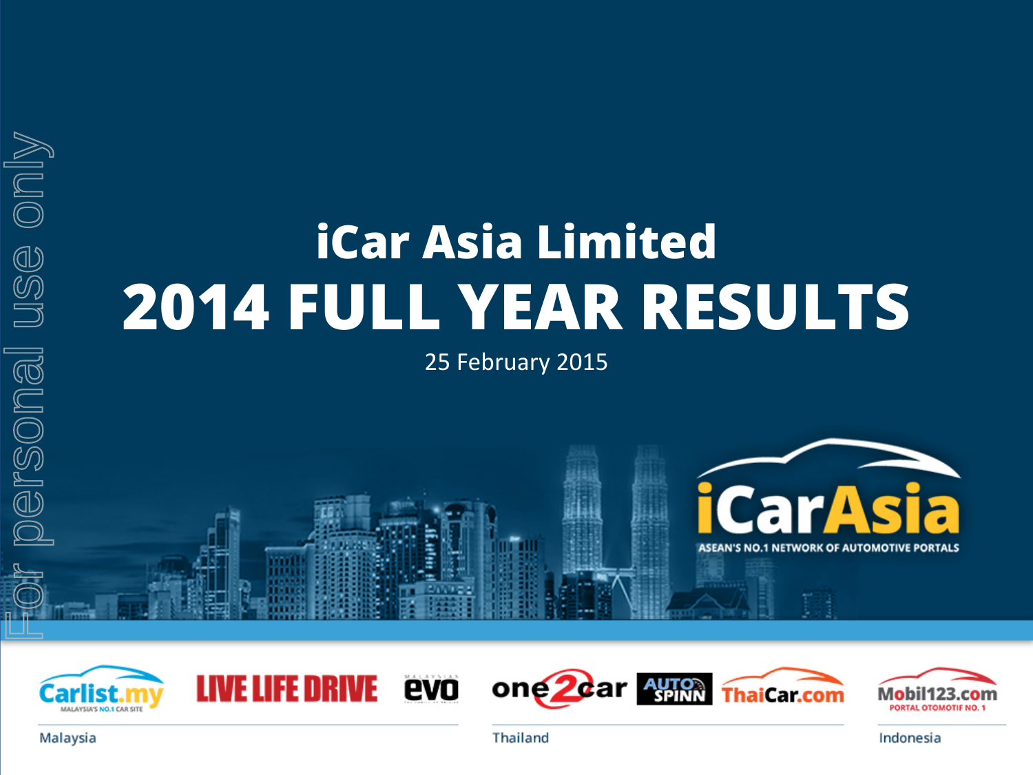# iCar Asia Limited

# 2014 FULL YEAR RESULTS

25 February 2015

iCarAsia

ASEAN'S NO.1 NETWORK OF AUTOMOTIVE PORTALS

Carlist.my — MALAYSIA'S NO.1 CAR SITE | LIVE LIFE DRIVE | evo

Malaysia

one2car | AUTOSPINN | ThaiCar.com

Thailand

Mobil123.com — PORTAL OTOMOTIF NO. 1

Indonesia

For personal use only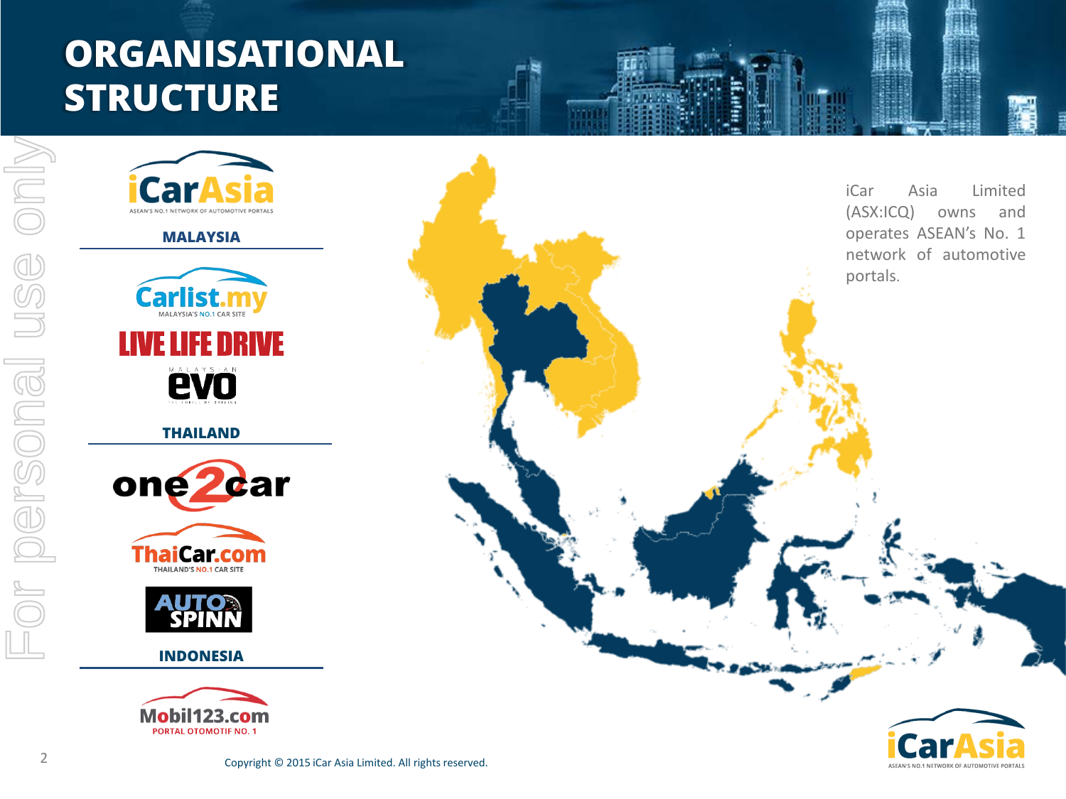# ORGANISATIONAL STRUCTURE

iCarAsia
ASEAN'S NO.1 NETWORK OF AUTOMOTIVE PORTALS

**MALAYSIA**

Carlist.my
MALAYSIA'S NO.1 CAR SITE

LIVE LIFE DRIVE

MALAYSIAN evo

**THAILAND**

one2car

ThaiCar.com
THAILAND'S NO.1 CAR SITE

AUTO SPINN

**INDONESIA**

Mobil123.com
PORTAL OTOMOTIF NO. 1

iCar Asia Limited (ASX:ICQ) owns and operates ASEAN's No. 1 network of automotive portals.

For personal use only

Copyright © 2015 iCar Asia Limited. All rights reserved.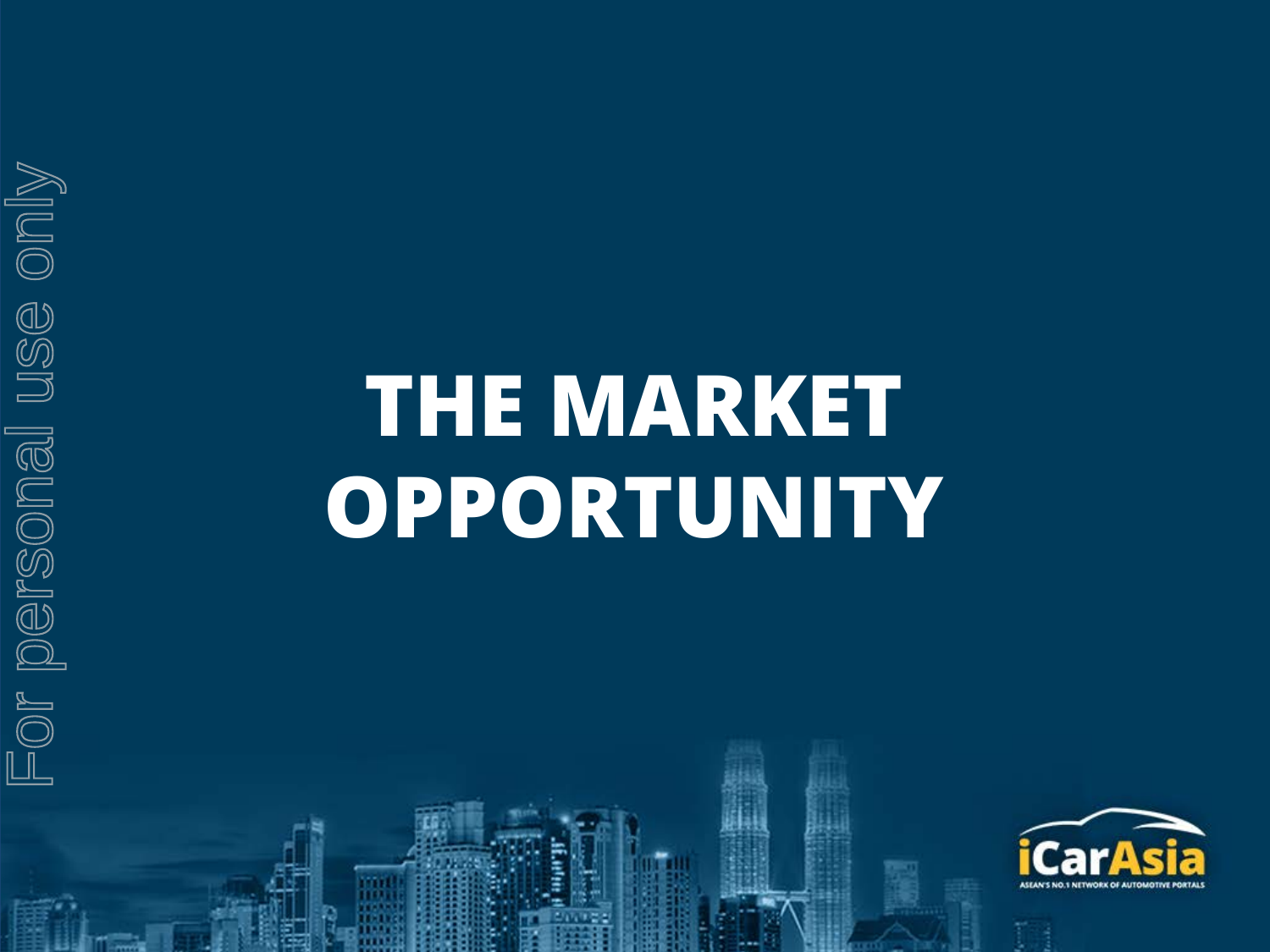# THE MARKET OPPORTUNITY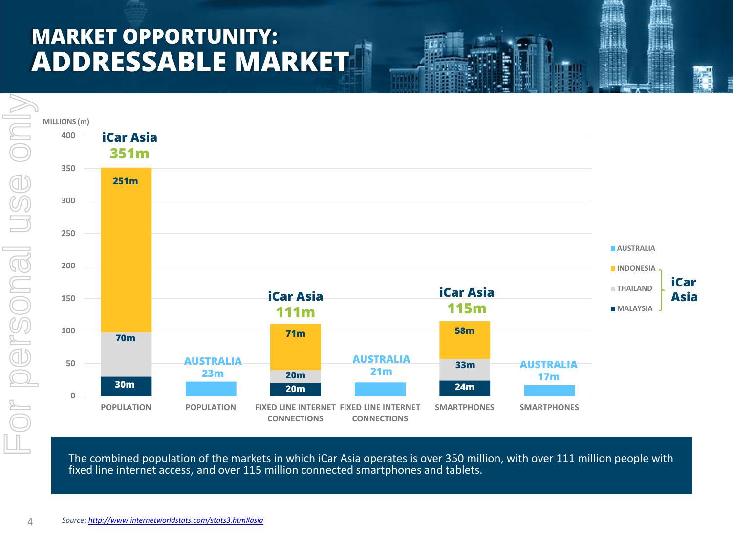# MARKET OPPORTUNITY: ADDRESSABLE MARKET

MILLIONS (m)

| Category | Malaysia | Thailand | Indonesia | iCar Asia Total | Australia |
|---|---|---|---|---|---|
| POPULATION | 30m | 70m | 251m | 351m | 23m |
| FIXED LINE INTERNET CONNECTIONS | 20m | 20m | 71m | 111m | 21m |
| SMARTPHONES | 24m | 33m | 58m | 115m | 17m |

Legend: AUSTRALIA; INDONESIA, THAILAND, MALAYSIA (iCar Asia)

The combined population of the markets in which iCar Asia operates is over 350 million, with over 111 million people with fixed line internet access, and over 115 million connected smartphones and tablets.

*Source: http://www.internetworldstats.com/stats3.htm#asia*

For personal use only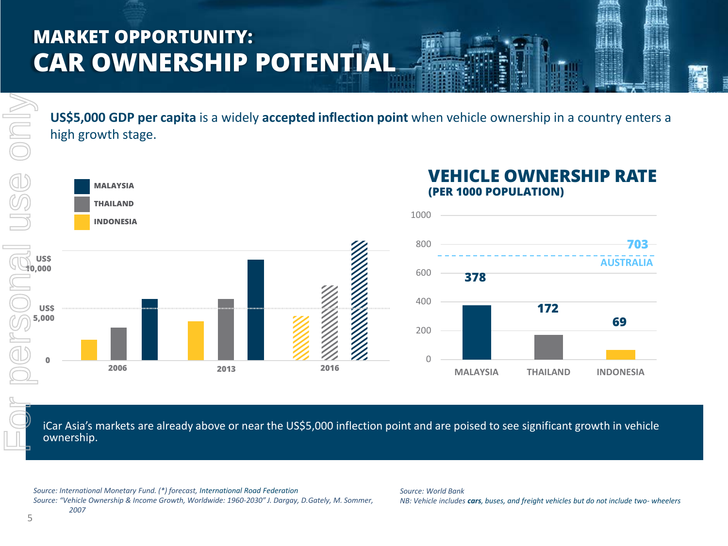# MARKET OPPORTUNITY:
# CAR OWNERSHIP POTENTIAL

**US$5,000 GDP per capita** is a widely **accepted inflection point** when vehicle ownership in a country enters a high growth stage.

MALAYSIA
THAILAND
INDONESIA

US$ 10,000
US$ 5,000
0

2006 2013 2016

## VEHICLE OWNERSHIP RATE
### (PER 1000 POPULATION)

| | Vehicles per 1000 population |
|---|---|
| MALAYSIA | 378 |
| THAILAND | 172 |
| INDONESIA | 69 |
| AUSTRALIA | 703 |

iCar Asia's markets are already above or near the US$5,000 inflection point and are poised to see significant growth in vehicle ownership.

*Source: International Monetary Fund. (\*) forecast, International Road Federation*
*Source: "Vehicle Ownership & Income Growth, Worldwide: 1960-2030" J. Dargay, D.Gately, M. Sommer, 2007*

*Source: World Bank*
*NB: Vehicle includes **cars**, buses, and freight vehicles but do not include two- wheelers*

For personal use only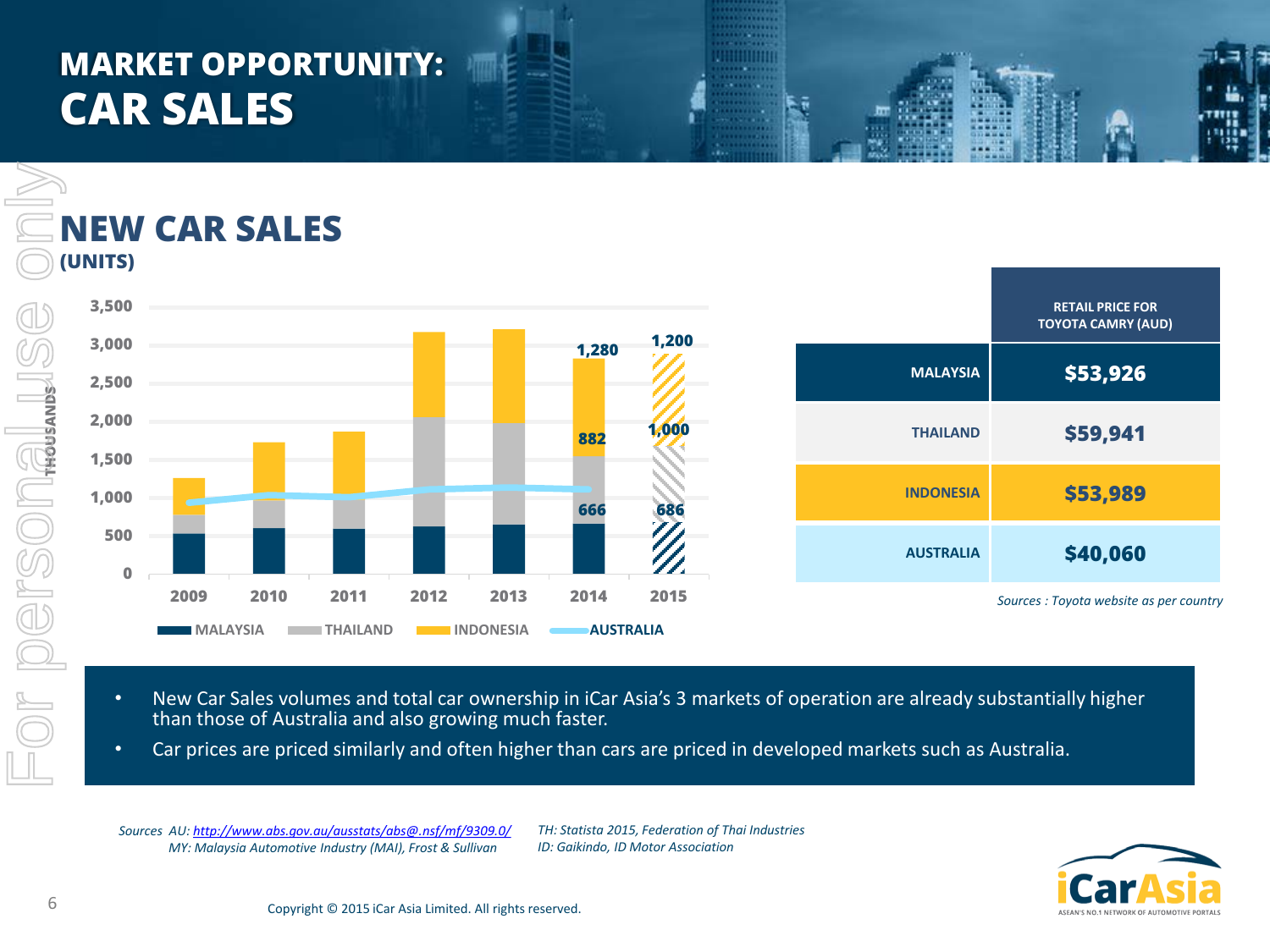# MARKET OPPORTUNITY: CAR SALES

## NEW CAR SALES
**(UNITS)**

THOUSANDS

3,500
3,000
2,500
2,000
1,500
1,000
500
0

2009 2010 2011 2012 2013 2014 2015

1,280 1,200
882 1,000
666 686

MALAYSIA THAILAND INDONESIA AUSTRALIA

| | RETAIL PRICE FOR TOYOTA CAMRY (AUD) |
|---|---|
| MALAYSIA | $53,926 |
| THAILAND | $59,941 |
| INDONESIA | $53,989 |
| AUSTRALIA | $40,060 |

*Sources : Toyota website as per country*

- New Car Sales volumes and total car ownership in iCar Asia's 3 markets of operation are already substantially higher than those of Australia and also growing much faster.
- Car prices are priced similarly and often higher than cars are priced in developed markets such as Australia.

*Sources AU: http://www.abs.gov.au/ausstats/abs@.nsf/mf/9309.0/*
*MY: Malaysia Automotive Industry (MAI), Frost & Sullivan*
*TH: Statista 2015, Federation of Thai Industries*
*ID: Gaikindo, ID Motor Association*

Copyright © 2015 iCar Asia Limited. All rights reserved.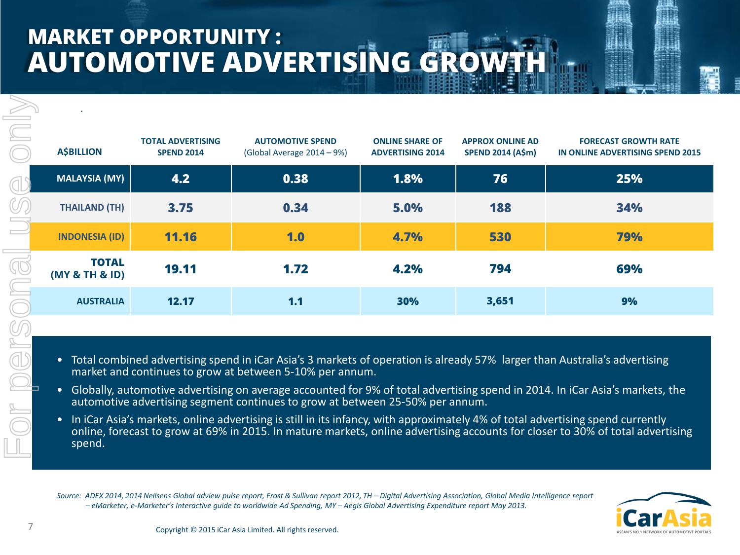# MARKET OPPORTUNITY : AUTOMOTIVE ADVERTISING GROWTH

| A$BILLION | TOTAL ADVERTISING SPEND 2014 | AUTOMOTIVE SPEND (Global Average 2014 – 9%) | ONLINE SHARE OF ADVERTISING 2014 | APPROX ONLINE AD SPEND 2014 (A$m) | FORECAST GROWTH RATE IN ONLINE ADVERTISING SPEND 2015 |
|---|---|---|---|---|---|
| MALAYSIA (MY) | 4.2 | 0.38 | 1.8% | 76 | 25% |
| THAILAND (TH) | 3.75 | 0.34 | 5.0% | 188 | 34% |
| INDONESIA (ID) | 11.16 | 1.0 | 4.7% | 530 | 79% |
| TOTAL (MY & TH & ID) | 19.11 | 1.72 | 4.2% | 794 | 69% |
| AUSTRALIA | 12.17 | 1.1 | 30% | 3,651 | 9% |

- Total combined advertising spend in iCar Asia's 3 markets of operation is already 57% larger than Australia's advertising market and continues to grow at between 5-10% per annum.
- Globally, automotive advertising on average accounted for 9% of total advertising spend in 2014. In iCar Asia's markets, the automotive advertising segment continues to grow at between 25-50% per annum.
- In iCar Asia's markets, online advertising is still in its infancy, with approximately 4% of total advertising spend currently online, forecast to grow at 69% in 2015. In mature markets, online advertising accounts for closer to 30% of total advertising spend.

*Source: ADEX 2014, 2014 Neilsens Global adview pulse report, Frost & Sullivan report 2012, TH – Digital Advertising Association, Global Media Intelligence report – eMarketer, e-Marketer's Interactive guide to worldwide Ad Spending, MY – Aegis Global Advertising Expenditure report May 2013.*

Copyright © 2015 iCar Asia Limited. All rights reserved.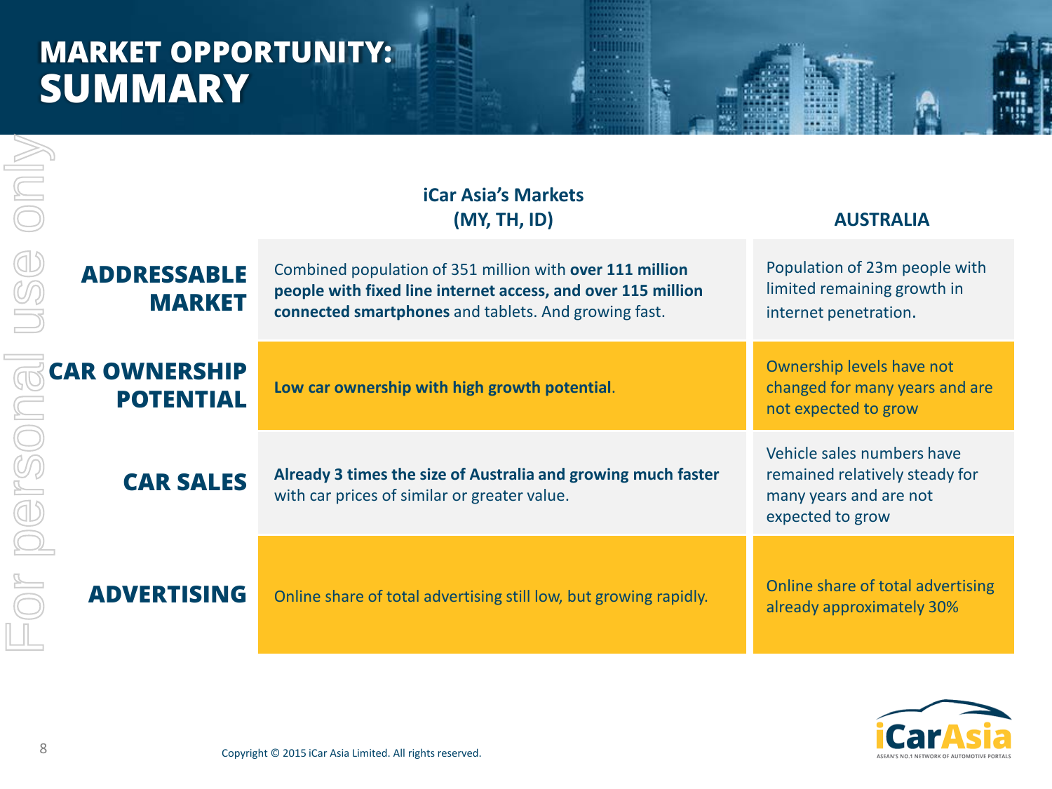# MARKET OPPORTUNITY: SUMMARY

| | iCar Asia's Markets (MY, TH, ID) | AUSTRALIA |
|---|---|---|
| **ADDRESSABLE MARKET** | Combined population of 351 million with **over 111 million people with fixed line internet access, and over 115 million connected smartphones** and tablets. And growing fast. | Population of 23m people with limited remaining growth in internet penetration. |
| **CAR OWNERSHIP POTENTIAL** | **Low car ownership with high growth potential**. | Ownership levels have not changed for many years and are not expected to grow |
| **CAR SALES** | **Already 3 times the size of Australia and growing much faster** with car prices of similar or greater value. | Vehicle sales numbers have remained relatively steady for many years and are not expected to grow |
| **ADVERTISING** | Online share of total advertising still low, but growing rapidly. | Online share of total advertising already approximately 30% |

Copyright © 2015 iCar Asia Limited. All rights reserved.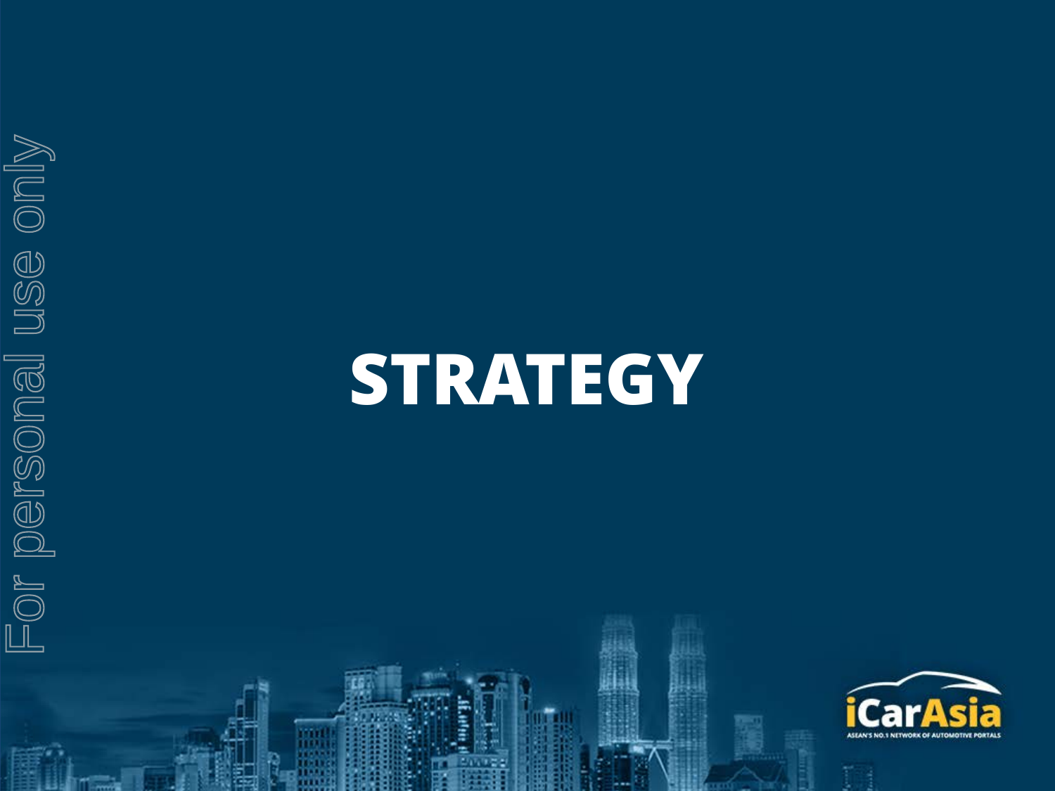# STRATEGY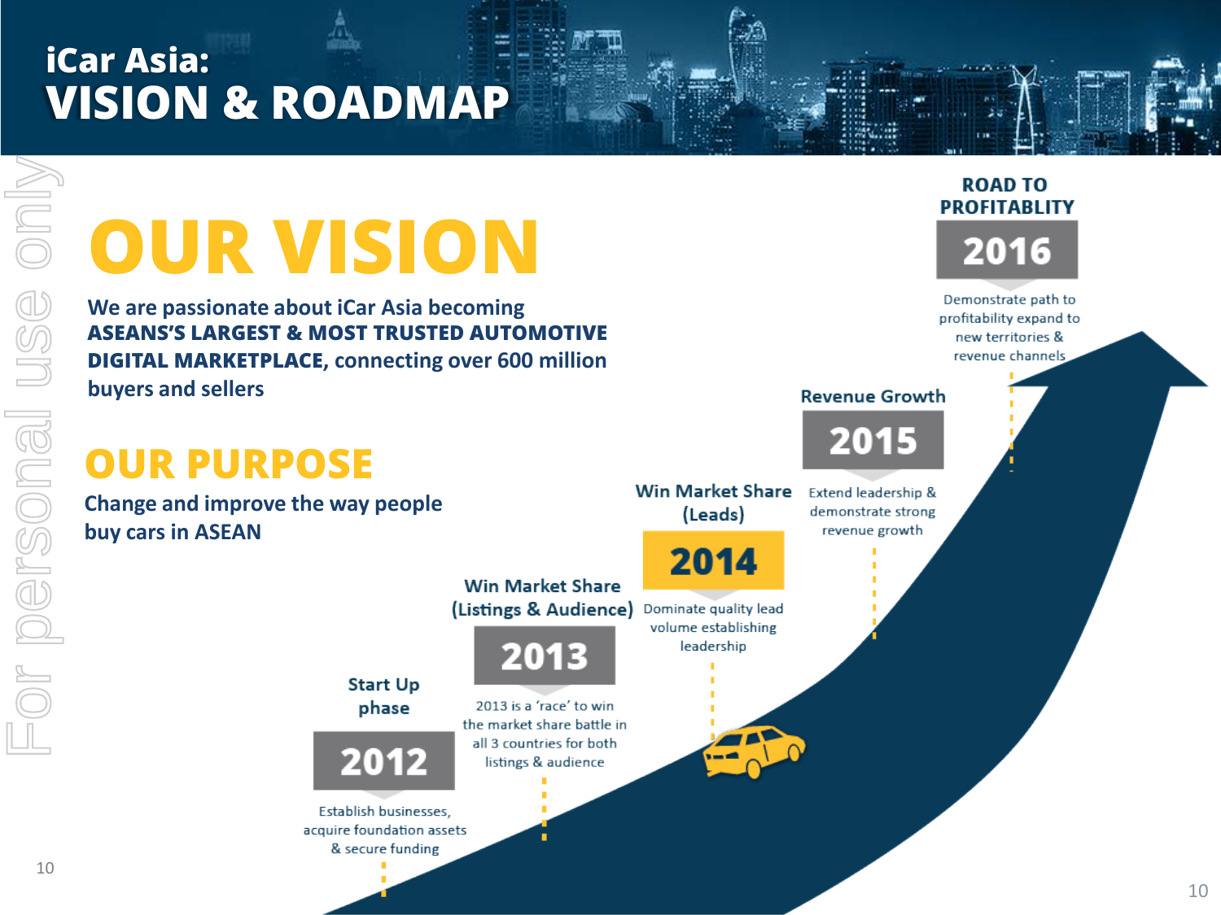# iCar Asia: VISION & ROADMAP

## OUR VISION

We are passionate about iCar Asia becoming **ASEANS'S LARGEST & MOST TRUSTED AUTOMOTIVE DIGITAL MARKETPLACE**, connecting over 600 million buyers and sellers

## OUR PURPOSE

Change and improve the way people buy cars in ASEAN

### Start Up phase — 2012

Establish businesses, acquire foundation assets & secure funding

### Win Market Share (Listings & Audience) — 2013

2013 is a 'race' to win the market share battle in all 3 countries for both listings & audience

### Win Market Share (Leads) — 2014

Dominate quality lead volume establishing leadership

### Revenue Growth — 2015

Extend leadership & demonstrate strong revenue growth

### ROAD TO PROFITABLITY — 2016

Demonstrate path to profitability expand to new territories & revenue channels

For personal use only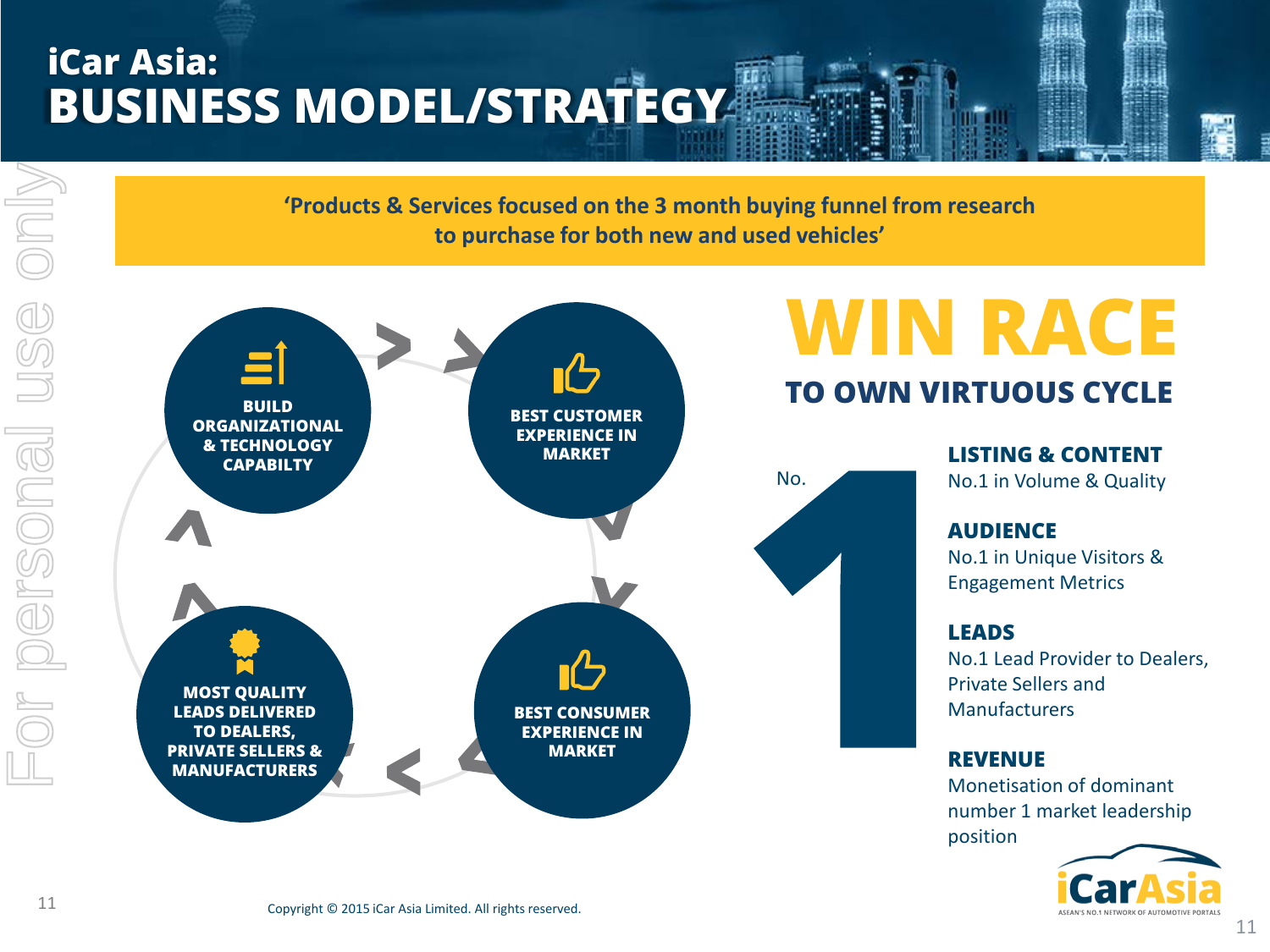# iCar Asia: BUSINESS MODEL/STRATEGY

**'Products & Services focused on the 3 month buying funnel from research to purchase for both new and used vehicles'**

- **BUILD ORGANIZATIONAL & TECHNOLOGY CAPABILTY**
- **BEST CUSTOMER EXPERIENCE IN MARKET**
- **BEST CONSUMER EXPERIENCE IN MARKET**
- **MOST QUALITY LEADS DELIVERED TO DEALERS, PRIVATE SELLERS & MANUFACTURERS**

## WIN RACE

### TO OWN VIRTUOUS CYCLE

No. 1

**LISTING & CONTENT**
No.1 in Volume & Quality

**AUDIENCE**
No.1 in Unique Visitors & Engagement Metrics

**LEADS**
No.1 Lead Provider to Dealers, Private Sellers and Manufacturers

**REVENUE**
Monetisation of dominant number 1 market leadership position

iCarAsia
ASEAN'S NO.1 NETWORK OF AUTOMOTIVE PORTALS

Copyright © 2015 iCar Asia Limited. All rights reserved.

For personal use only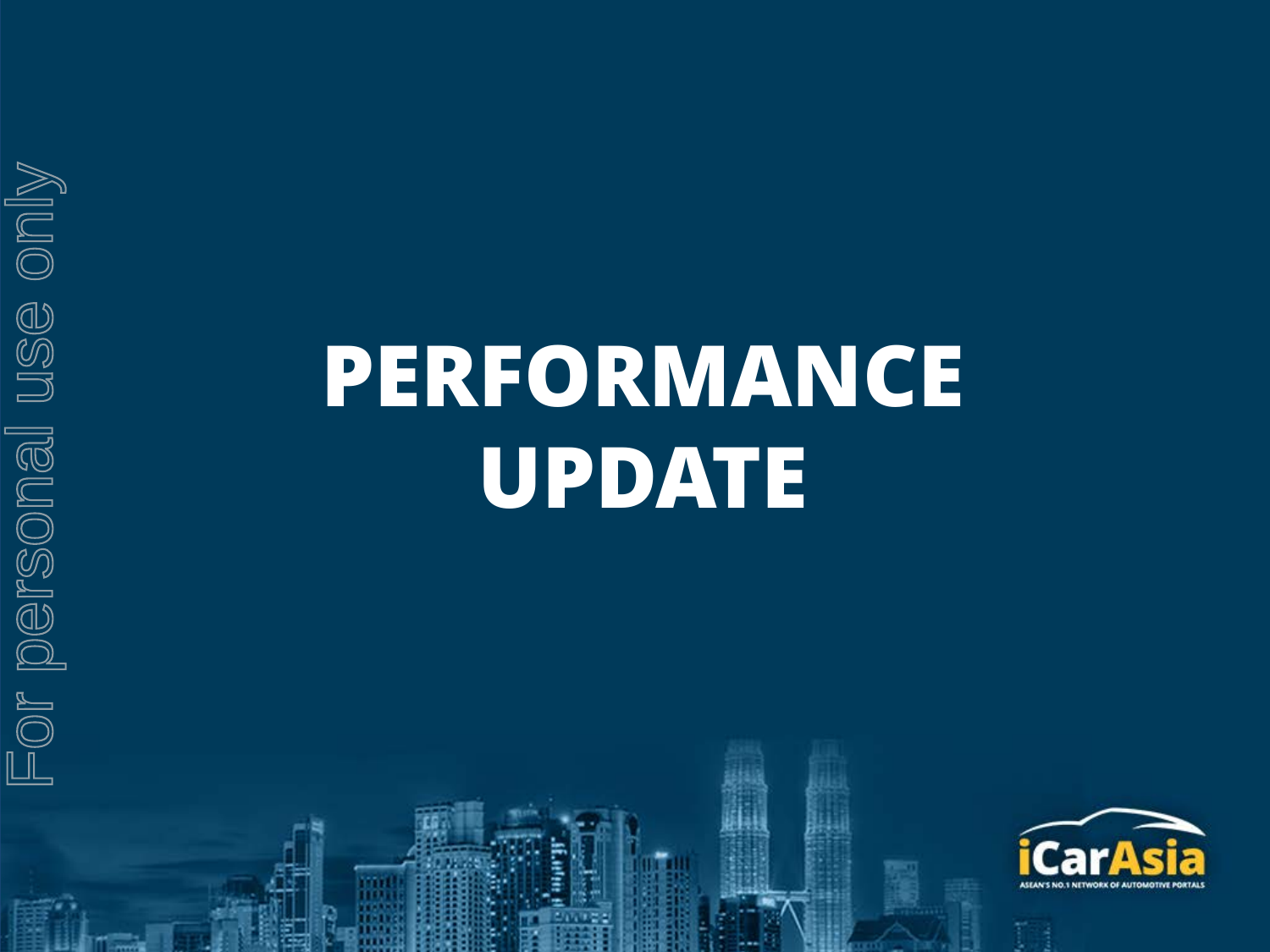# PERFORMANCE UPDATE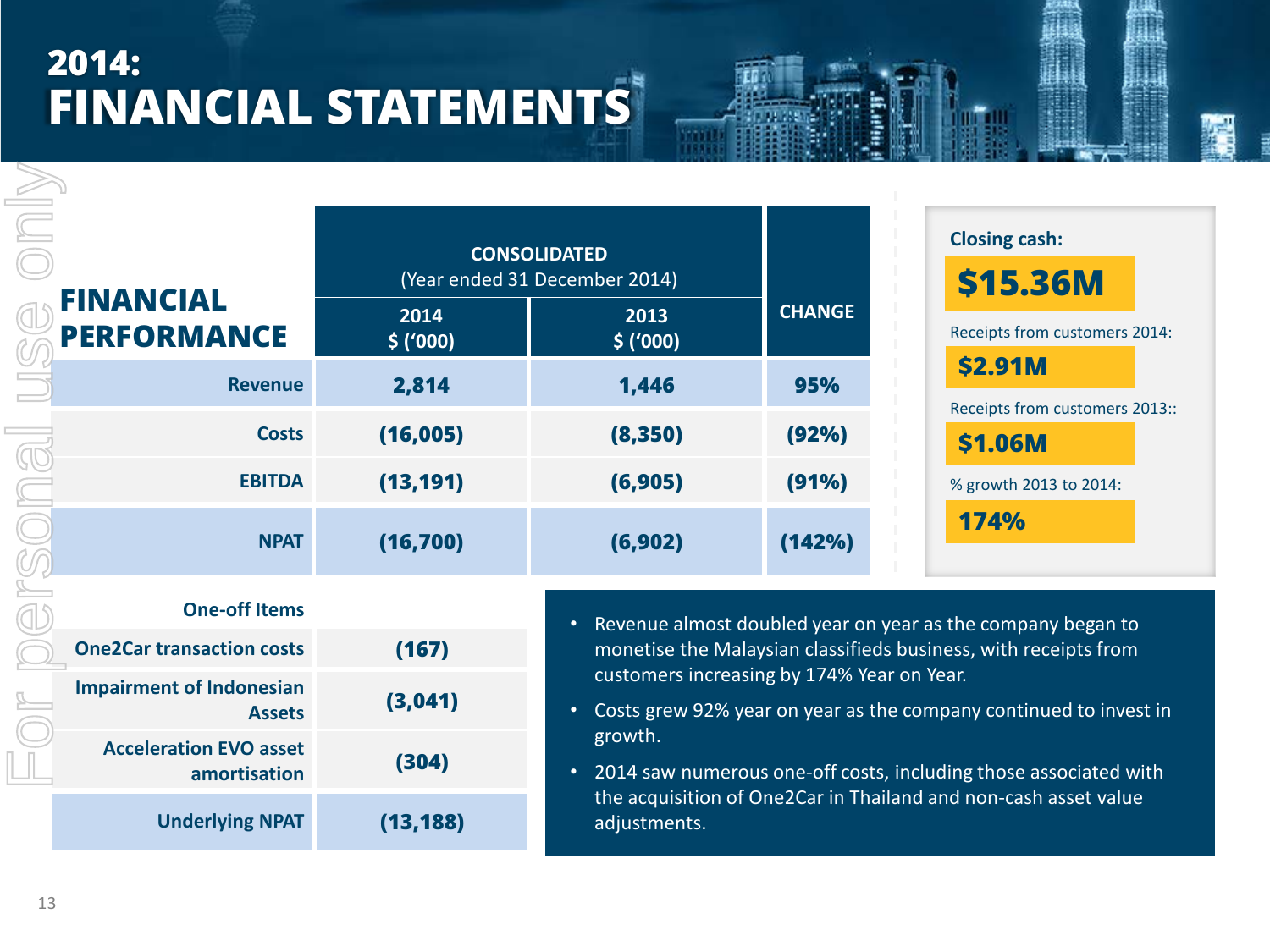# 2014: FINANCIAL STATEMENTS

## FINANCIAL PERFORMANCE

| | CONSOLIDATED (Year ended 31 December 2014) | | CHANGE |
|---|---|---|---|
| | 2014 $ ('000) | 2013 $ ('000) | |
| Revenue | 2,814 | 1,446 | 95% |
| Costs | (16,005) | (8,350) | (92%) |
| EBITDA | (13,191) | (6,905) | (91%) |
| NPAT | (16,700) | (6,902) | (142%) |

| One-off Items | |
|---|---|
| One2Car transaction costs | (167) |
| Impairment of Indonesian Assets | (3,041) |
| Acceleration EVO asset amortisation | (304) |
| Underlying NPAT | (13,188) |

**Closing cash:**

**$15.36M**

Receipts from customers 2014:

**$2.91M**

Receipts from customers 2013::

**$1.06M**

% growth 2013 to 2014:

**174%**

- Revenue almost doubled year on year as the company began to monetise the Malaysian classifieds business, with receipts from customers increasing by 174% Year on Year.
- Costs grew 92% year on year as the company continued to invest in growth.
- 2014 saw numerous one-off costs, including those associated with the acquisition of One2Car in Thailand and non-cash asset value adjustments.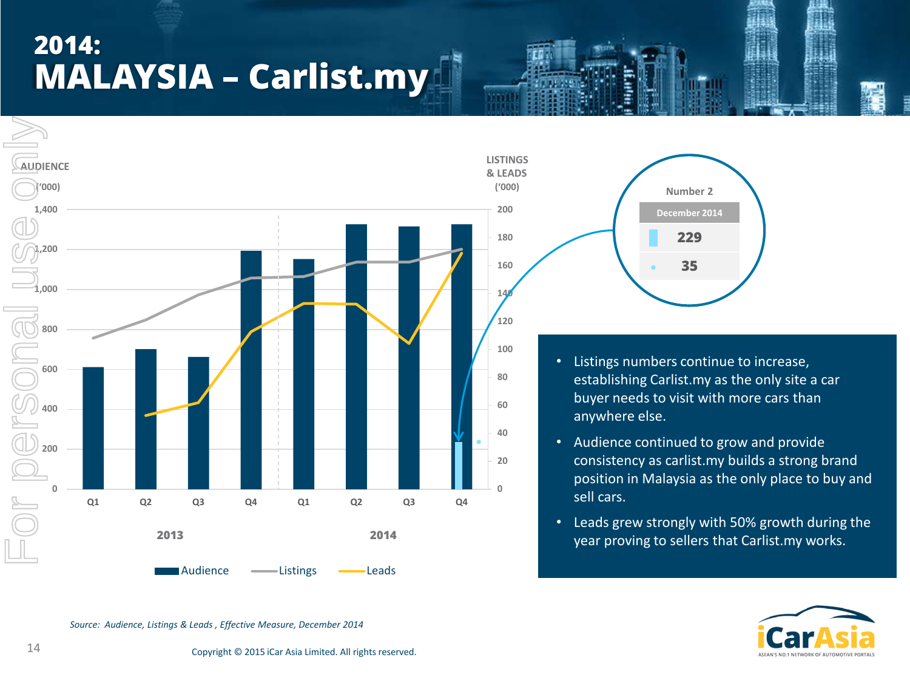# 2014:
# MALAYSIA – Carlist.my

AUDIENCE ('000)

LISTINGS & LEADS ('000)

| | 2013 Q1 | 2013 Q2 | 2013 Q3 | 2013 Q4 | 2014 Q1 | 2014 Q2 | 2014 Q3 | 2014 Q4 |
|---|---|---|---|---|---|---|---|---|

Audience — Listings — Leads

| Number 2 | |
|---|---|
| December 2014 | |
| | 229 |
| | 35 |

- Listings numbers continue to increase, establishing Carlist.my as the only site a car buyer needs to visit with more cars than anywhere else.
- Audience continued to grow and provide consistency as carlist.my builds a strong brand position in Malaysia as the only place to buy and sell cars.
- Leads grew strongly with 50% growth during the year proving to sellers that Carlist.my works.

*Source: Audience, Listings & Leads , Effective Measure, December 2014*

Copyright © 2015 iCar Asia Limited. All rights reserved.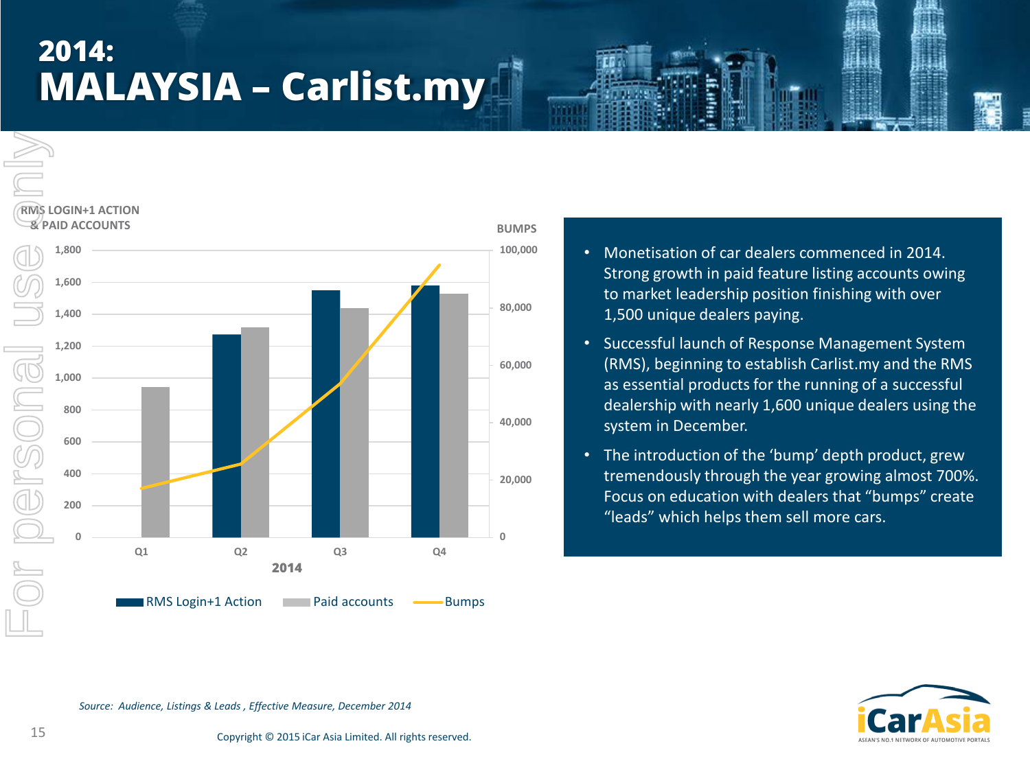# 2014:
# MALAYSIA – Carlist.my

RMS LOGIN+1 ACTION & PAID ACCOUNTS

BUMPS

| 2014 | RMS Login+1 Action | Paid accounts | Bumps |
|---|---|---|---|
| Q1 | | ~940 | ~17,000 |
| Q2 | ~1,270 | ~1,320 | ~25,000 |
| Q3 | ~1,550 | ~1,440 | ~53,000 |
| Q4 | ~1,580 | ~1,530 | ~95,000 |

- Monetisation of car dealers commenced in 2014. Strong growth in paid feature listing accounts owing to market leadership position finishing with over 1,500 unique dealers paying.
- Successful launch of Response Management System (RMS), beginning to establish Carlist.my and the RMS as essential products for the running of a successful dealership with nearly 1,600 unique dealers using the system in December.
- The introduction of the 'bump' depth product, grew tremendously through the year growing almost 700%. Focus on education with dealers that "bumps" create "leads" which helps them sell more cars.

*Source: Audience, Listings & Leads , Effective Measure, December 2014*

Copyright © 2015 iCar Asia Limited. All rights reserved.

For personal use only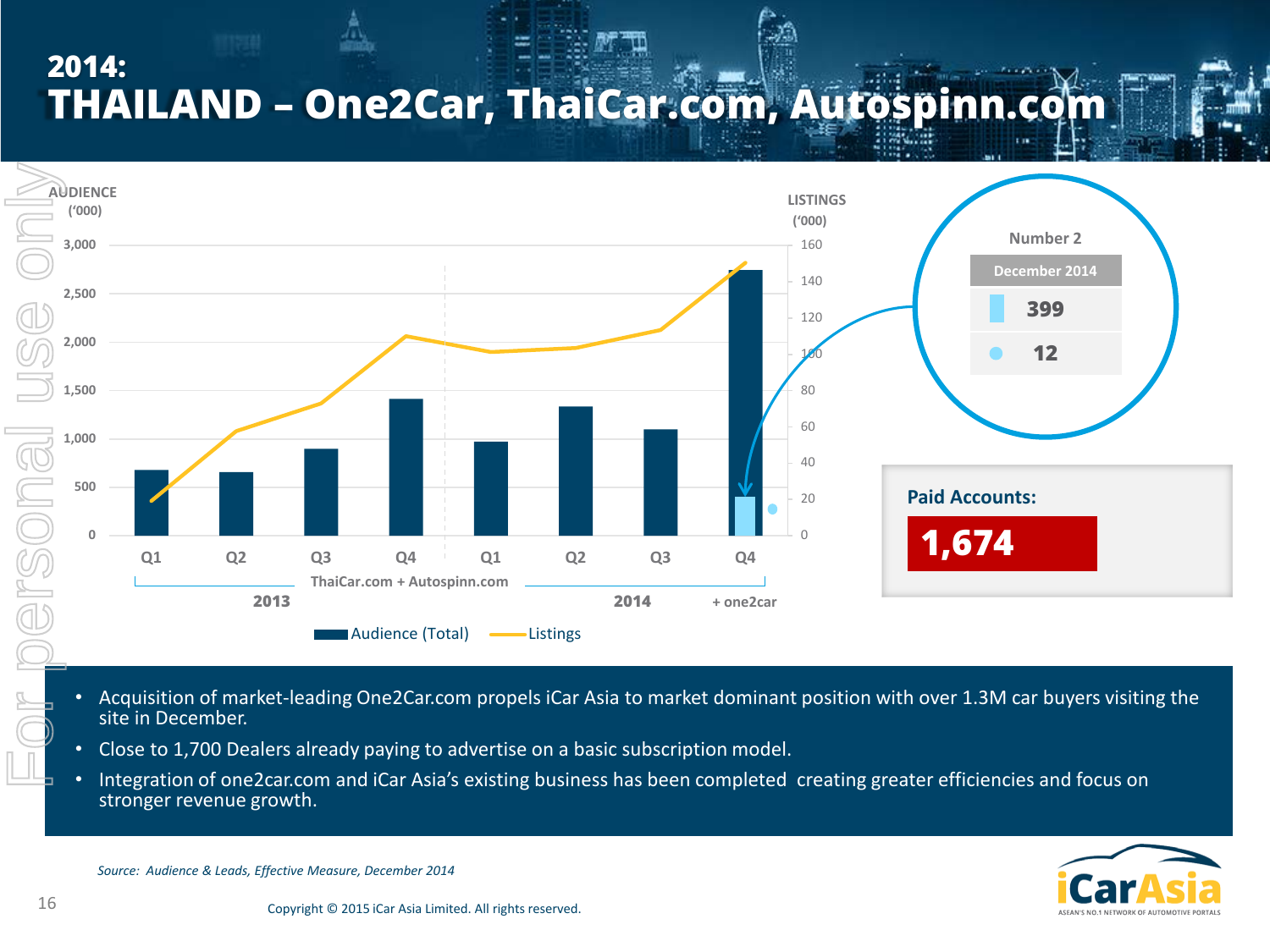# 2014:
# THAILAND – One2Car, ThaiCar.com, Autospinn.com

AUDIENCE ('000)

LISTINGS ('000)

ThaiCar.com + Autospinn.com

2013 | 2014 | + one2car

Audience (Total) | Listings

| Number 2 |
|---|
| December 2014 |
| 399 |
| 12 |

**Paid Accounts:**

**1,674**

- Acquisition of market-leading One2Car.com propels iCar Asia to market dominant position with over 1.3M car buyers visiting the site in December.
- Close to 1,700 Dealers already paying to advertise on a basic subscription model.
- Integration of one2car.com and iCar Asia's existing business has been completed creating greater efficiencies and focus on stronger revenue growth.

*Source: Audience & Leads, Effective Measure, December 2014*

Copyright © 2015 iCar Asia Limited. All rights reserved.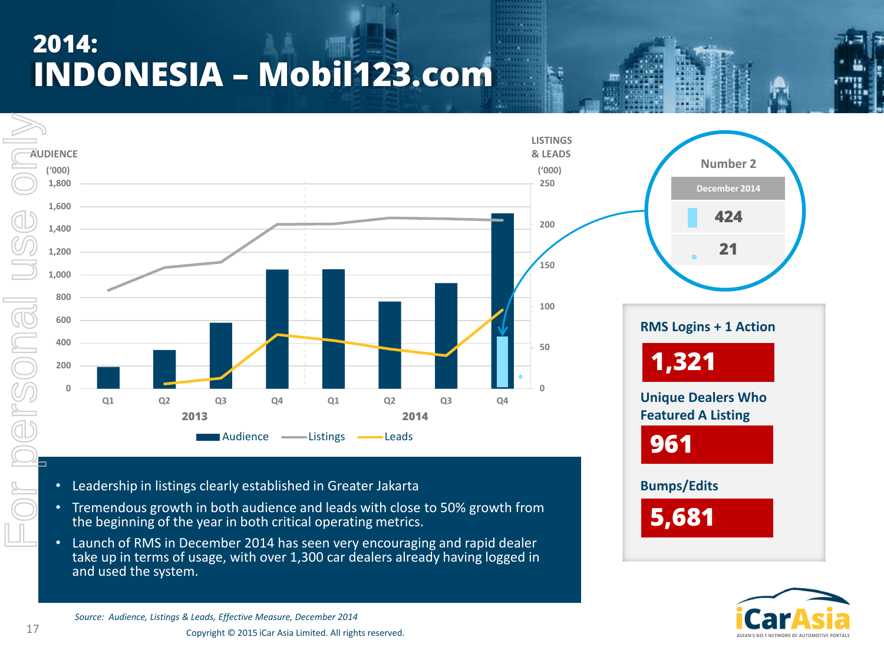# 2014: INDONESIA – Mobil123.com

AUDIENCE ('000)

LISTINGS & LEADS ('000)

Q1 Q2 Q3 Q4 (2013) Q1 Q2 Q3 Q4 (2014)

Audience — Listings — Leads

Number 2

| December 2014 |
|---|
| 424 |
| 21 |

**RMS Logins + 1 Action**

**1,321**

**Unique Dealers Who Featured A Listing**

**961**

**Bumps/Edits**

**5,681**

- Leadership in listings clearly established in Greater Jakarta
- Tremendous growth in both audience and leads with close to 50% growth from the beginning of the year in both critical operating metrics.
- Launch of RMS in December 2014 has seen very encouraging and rapid dealer take up in terms of usage, with over 1,300 car dealers already having logged in and used the system.

*Source: Audience, Listings & Leads, Effective Measure, December 2014*

Copyright © 2015 iCar Asia Limited. All rights reserved.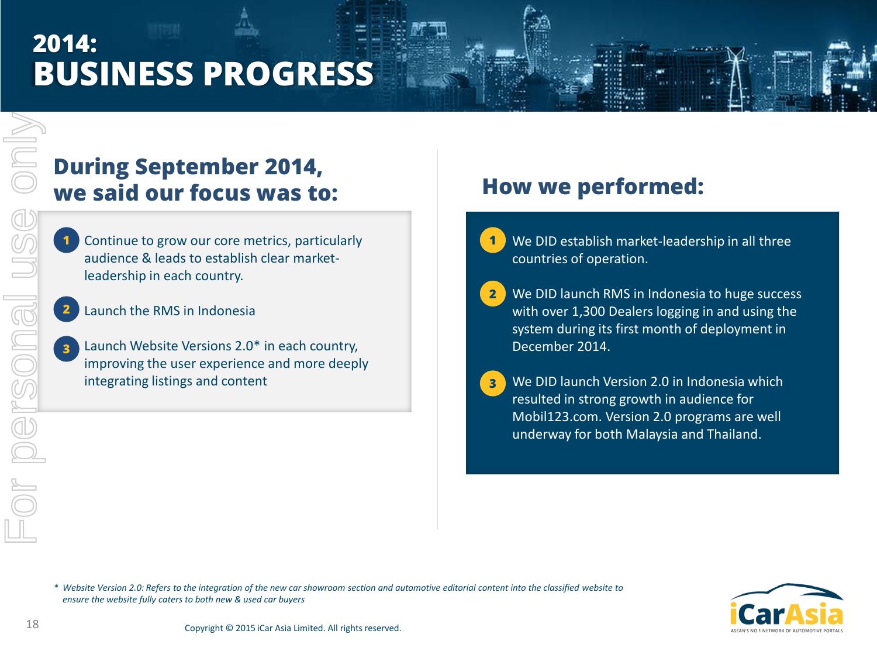# 2014: BUSINESS PROGRESS

## During September 2014, we said our focus was to:

1. Continue to grow our core metrics, particularly audience & leads to establish clear market-leadership in each country.
2. Launch the RMS in Indonesia
3. Launch Website Versions 2.0* in each country, improving the user experience and more deeply integrating listings and content

## How we performed:

1. We DID establish market-leadership in all three countries of operation.
2. We DID launch RMS in Indonesia to huge success with over 1,300 Dealers logging in and using the system during its first month of deployment in December 2014.
3. We DID launch Version 2.0 in Indonesia which resulted in strong growth in audience for Mobil123.com. Version 2.0 programs are well underway for both Malaysia and Thailand.

*\* Website Version 2.0: Refers to the integration of the new car showroom section and automotive editorial content into the classified website to ensure the website fully caters to both new & used car buyers*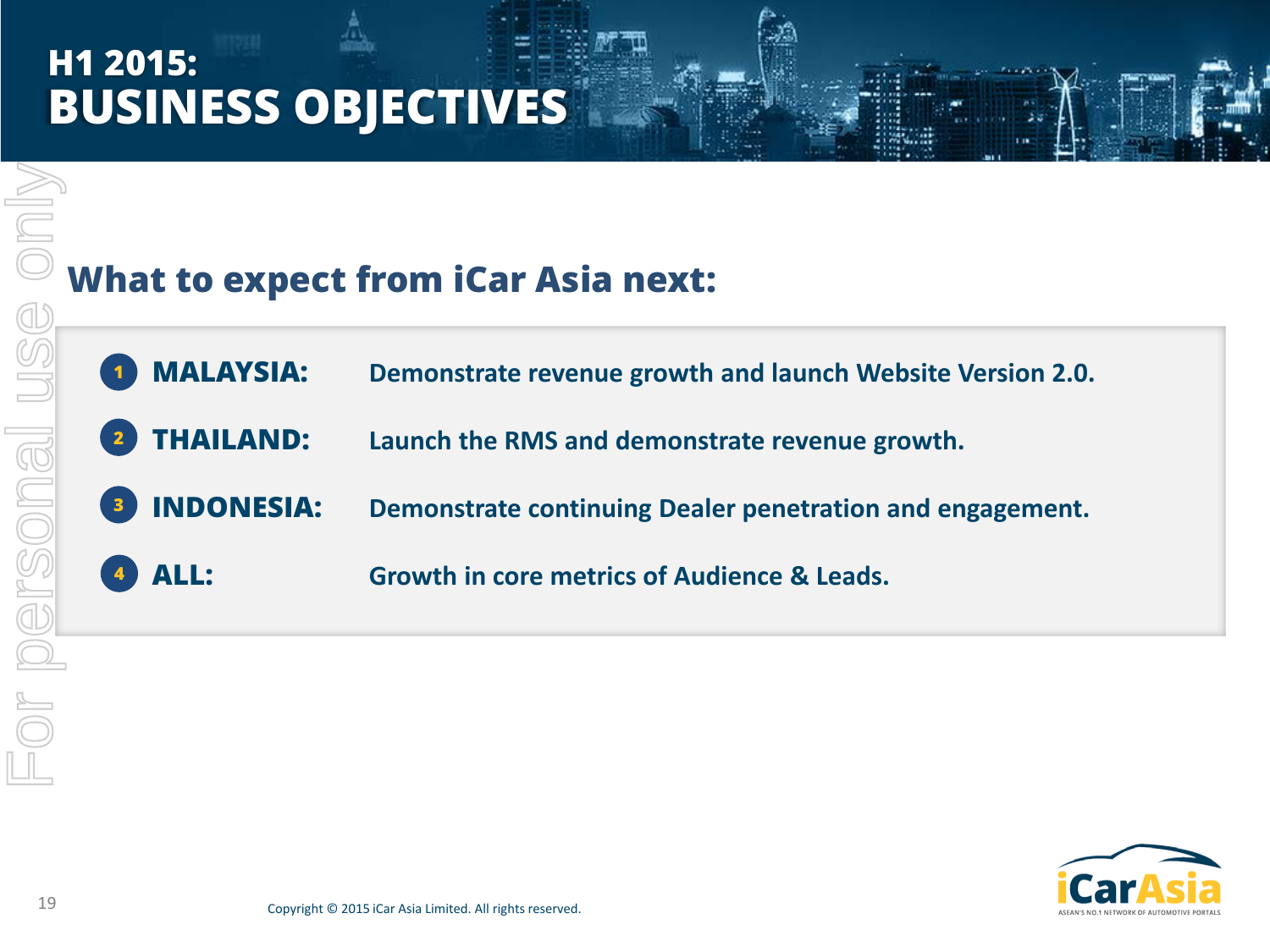# H1 2015: BUSINESS OBJECTIVES

## What to expect from iCar Asia next:

1. **MALAYSIA:** Demonstrate revenue growth and launch Website Version 2.0.
2. **THAILAND:** Launch the RMS and demonstrate revenue growth.
3. **INDONESIA:** Demonstrate continuing Dealer penetration and engagement.
4. **ALL:** Growth in core metrics of Audience & Leads.

Copyright © 2015 iCar Asia Limited. All rights reserved.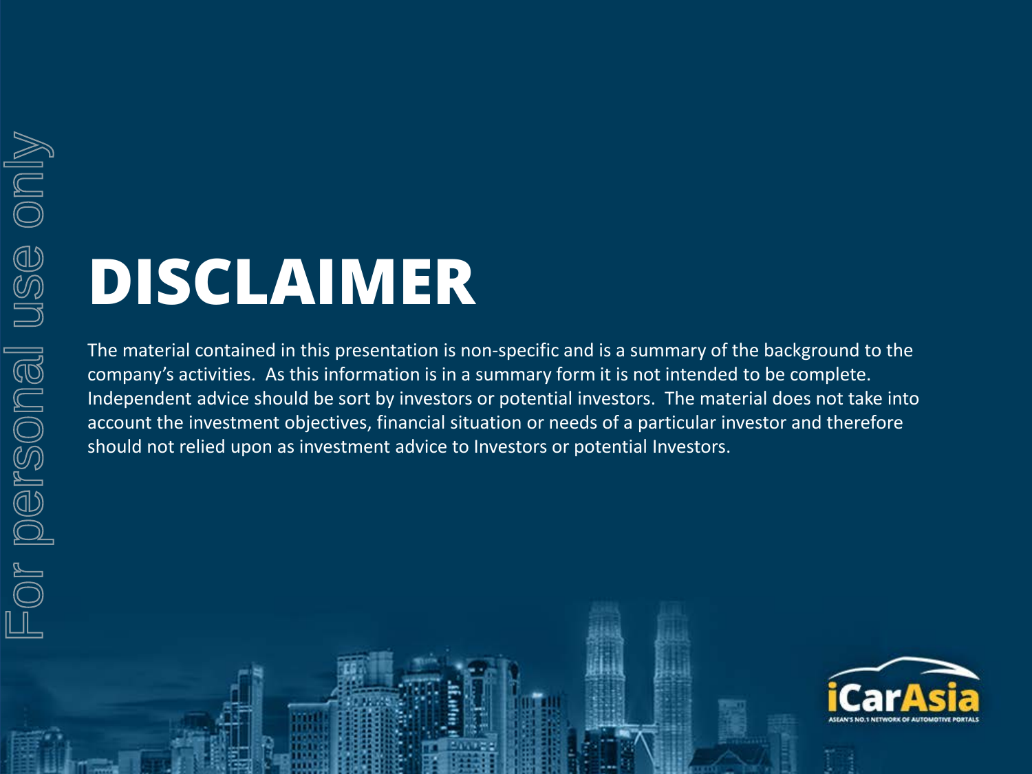For personal use only

# DISCLAIMER

The material contained in this presentation is non-specific and is a summary of the background to the company's activities. As this information is in a summary form it is not intended to be complete. Independent advice should be sort by investors or potential investors. The material does not take into account the investment objectives, financial situation or needs of a particular investor and therefore should not relied upon as investment advice to Investors or potential Investors.

iCarAsia

ASEAN'S NO.1 NETWORK OF AUTOMOTIVE PORTALS